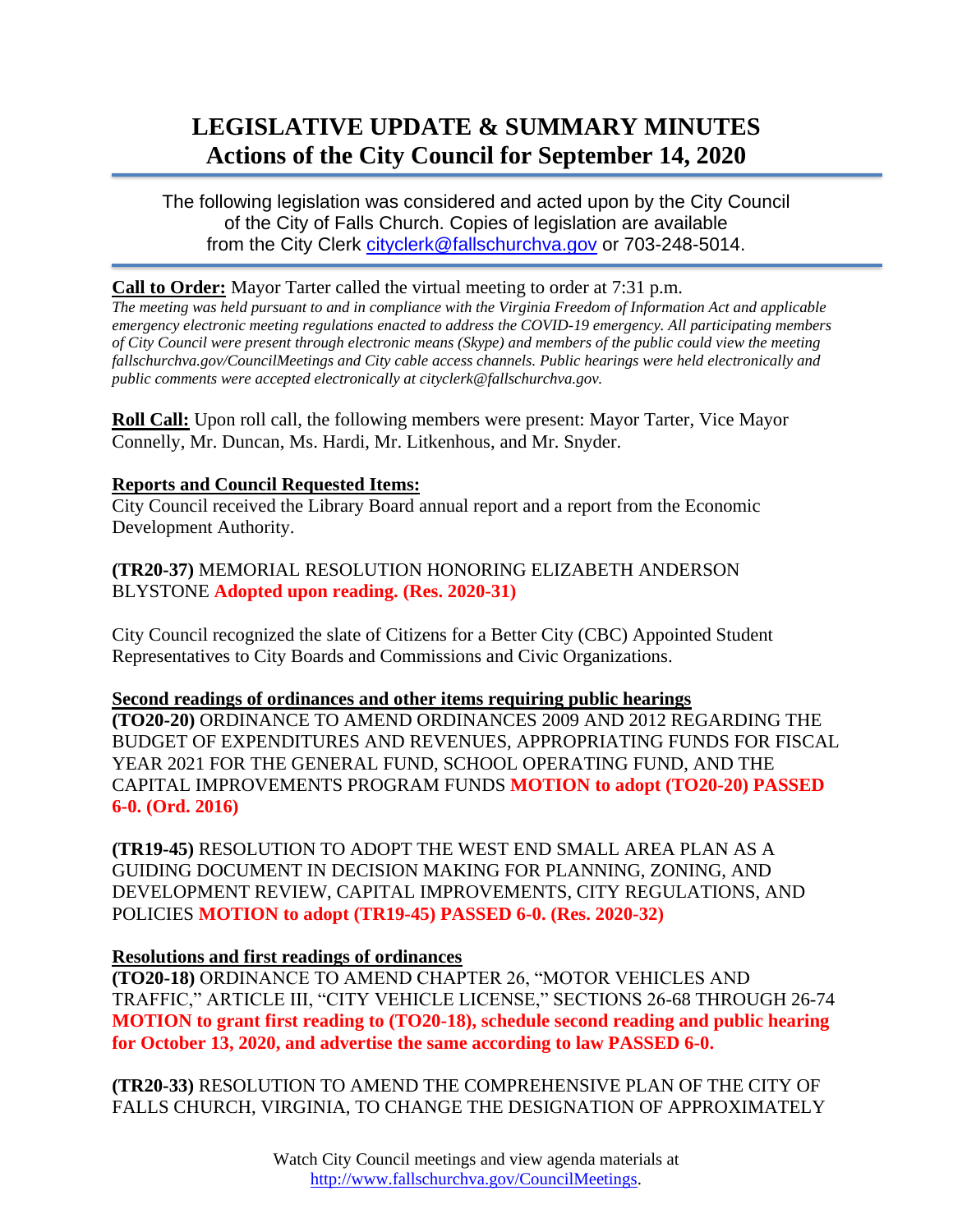# LEGISLATIVE UPDATE & SUMMARY MINUTES
## Actions of the City Council for September 14, 2020

The following legislation was considered and acted upon by the City Council of the City of Falls Church. Copies of legislation are available from the City Clerk cityclerk@fallschurchva.gov or 703-248-5014.

**Call to Order:** Mayor Tarter called the virtual meeting to order at 7:31 p.m.

*The meeting was held pursuant to and in compliance with the Virginia Freedom of Information Act and applicable emergency electronic meeting regulations enacted to address the COVID-19 emergency. All participating members of City Council were present through electronic means (Skype) and members of the public could view the meeting fallschurchva.gov/CouncilMeetings and City cable access channels. Public hearings were held electronically and public comments were accepted electronically at cityclerk@fallschurchva.gov.*

**Roll Call:** Upon roll call, the following members were present: Mayor Tarter, Vice Mayor Connelly, Mr. Duncan, Ms. Hardi, Mr. Litkenhous, and Mr. Snyder.

**Reports and Council Requested Items:**

City Council received the Library Board annual report and a report from the Economic Development Authority.

**(TR20-37)** MEMORIAL RESOLUTION HONORING ELIZABETH ANDERSON BLYSTONE **Adopted upon reading. (Res. 2020-31)**

City Council recognized the slate of Citizens for a Better City (CBC) Appointed Student Representatives to City Boards and Commissions and Civic Organizations.

**Second readings of ordinances and other items requiring public hearings**

**(TO20-20)** ORDINANCE TO AMEND ORDINANCES 2009 AND 2012 REGARDING THE BUDGET OF EXPENDITURES AND REVENUES, APPROPRIATING FUNDS FOR FISCAL YEAR 2021 FOR THE GENERAL FUND, SCHOOL OPERATING FUND, AND THE CAPITAL IMPROVEMENTS PROGRAM FUNDS **MOTION to adopt (TO20-20) PASSED 6-0. (Ord. 2016)**

**(TR19-45)** RESOLUTION TO ADOPT THE WEST END SMALL AREA PLAN AS A GUIDING DOCUMENT IN DECISION MAKING FOR PLANNING, ZONING, AND DEVELOPMENT REVIEW, CAPITAL IMPROVEMENTS, CITY REGULATIONS, AND POLICIES **MOTION to adopt (TR19-45) PASSED 6-0. (Res. 2020-32)**

**Resolutions and first readings of ordinances**

**(TO20-18)** ORDINANCE TO AMEND CHAPTER 26, "MOTOR VEHICLES AND TRAFFIC," ARTICLE III, "CITY VEHICLE LICENSE," SECTIONS 26-68 THROUGH 26-74 **MOTION to grant first reading to (TO20-18), schedule second reading and public hearing for October 13, 2020, and advertise the same according to law PASSED 6-0.**

**(TR20-33)** RESOLUTION TO AMEND THE COMPREHENSIVE PLAN OF THE CITY OF FALLS CHURCH, VIRGINIA, TO CHANGE THE DESIGNATION OF APPROXIMATELY

Watch City Council meetings and view agenda materials at http://www.fallschurchva.gov/CouncilMeetings.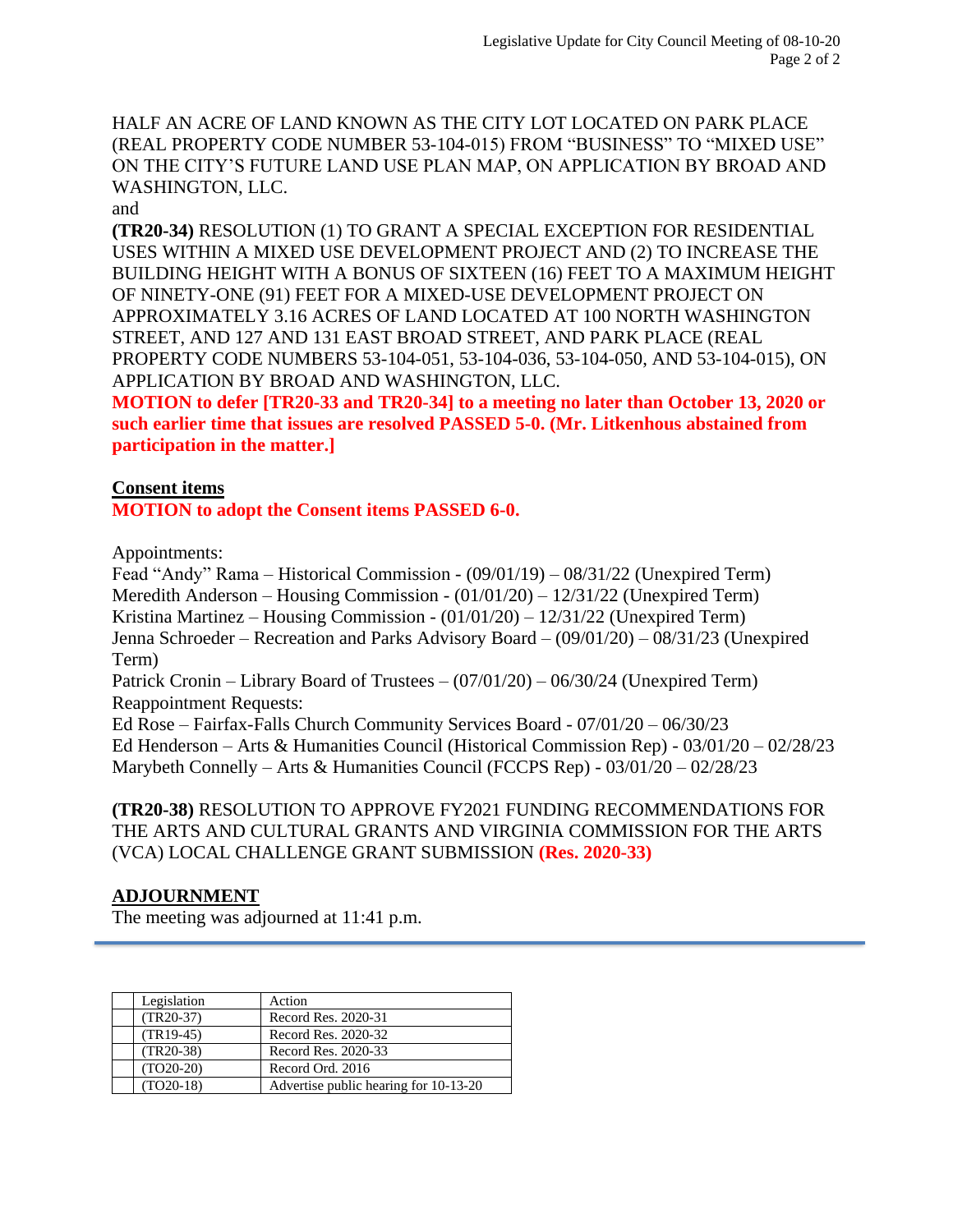HALF AN ACRE OF LAND KNOWN AS THE CITY LOT LOCATED ON PARK PLACE (REAL PROPERTY CODE NUMBER 53-104-015) FROM “BUSINESS” TO “MIXED USE” ON THE CITY’S FUTURE LAND USE PLAN MAP, ON APPLICATION BY BROAD AND WASHINGTON, LLC.

and

**(TR20-34)** RESOLUTION (1) TO GRANT A SPECIAL EXCEPTION FOR RESIDENTIAL USES WITHIN A MIXED USE DEVELOPMENT PROJECT AND (2) TO INCREASE THE BUILDING HEIGHT WITH A BONUS OF SIXTEEN (16) FEET TO A MAXIMUM HEIGHT OF NINETY-ONE (91) FEET FOR A MIXED-USE DEVELOPMENT PROJECT ON APPROXIMATELY 3.16 ACRES OF LAND LOCATED AT 100 NORTH WASHINGTON STREET, AND 127 AND 131 EAST BROAD STREET, AND PARK PLACE (REAL PROPERTY CODE NUMBERS 53-104-051, 53-104-036, 53-104-050, AND 53-104-015), ON APPLICATION BY BROAD AND WASHINGTON, LLC.

**MOTION to defer [TR20-33 and TR20-34] to a meeting no later than October 13, 2020 or such earlier time that issues are resolved PASSED 5-0. (Mr. Litkenhous abstained from participation in the matter.]**

## Consent items

**MOTION to adopt the Consent items PASSED 6-0.**

Appointments:
Fead “Andy” Rama – Historical Commission - (09/01/19) – 08/31/22 (Unexpired Term)
Meredith Anderson – Housing Commission - (01/01/20) – 12/31/22 (Unexpired Term)
Kristina Martinez – Housing Commission - (01/01/20) – 12/31/22 (Unexpired Term)
Jenna Schroeder – Recreation and Parks Advisory Board – (09/01/20) – 08/31/23 (Unexpired Term)
Patrick Cronin – Library Board of Trustees – (07/01/20) – 06/30/24 (Unexpired Term)
Reappointment Requests:
Ed Rose – Fairfax-Falls Church Community Services Board - 07/01/20 – 06/30/23
Ed Henderson – Arts & Humanities Council (Historical Commission Rep) - 03/01/20 – 02/28/23
Marybeth Connelly – Arts & Humanities Council (FCCPS Rep) - 03/01/20 – 02/28/23

**(TR20-38)** RESOLUTION TO APPROVE FY2021 FUNDING RECOMMENDATIONS FOR THE ARTS AND CULTURAL GRANTS AND VIRGINIA COMMISSION FOR THE ARTS (VCA) LOCAL CHALLENGE GRANT SUBMISSION **(Res. 2020-33)**

## ADJOURNMENT

The meeting was adjourned at 11:41 p.m.

| | Legislation | Action |
|---|---|---|
| | (TR20-37) | Record Res. 2020-31 |
| | (TR19-45) | Record Res. 2020-32 |
| | (TR20-38) | Record Res. 2020-33 |
| | (TO20-20) | Record Ord. 2016 |
| | (TO20-18) | Advertise public hearing for 10-13-20 |